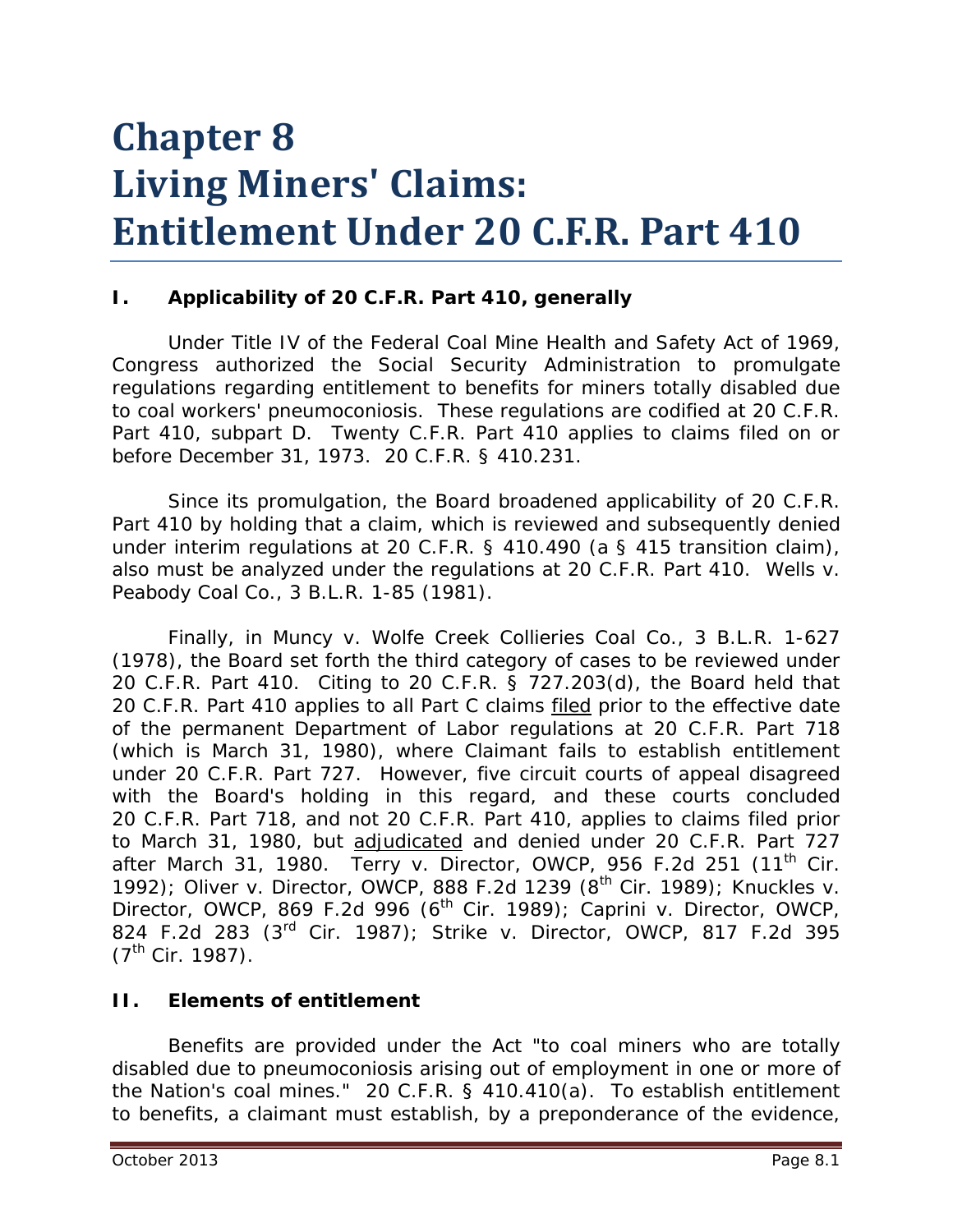# Chapter 8
# Living Miners' Claims: Entitlement Under 20 C.F.R. Part 410

## I. Applicability of 20 C.F.R. Part 410, generally

Under Title IV of the Federal Coal Mine Health and Safety Act of 1969, Congress authorized the Social Security Administration to promulgate regulations regarding entitlement to benefits for miners totally disabled due to coal workers' pneumoconiosis. These regulations are codified at 20 C.F.R. Part 410, subpart D. Twenty C.F.R. Part 410 applies to claims filed on or before December 31, 1973. 20 C.F.R. § 410.231.

Since its promulgation, the Board broadened applicability of 20 C.F.R. Part 410 by holding that a claim, which is reviewed and subsequently denied under interim regulations at 20 C.F.R. § 410.490 (a § 415 transition claim), also must be analyzed under the regulations at 20 C.F.R. Part 410. *Wells v. Peabody Coal Co.*, 3 B.L.R. 1-85 (1981).

Finally, in *Muncy v. Wolfe Creek Collieries Coal Co.*, 3 B.L.R. 1-627 (1978), the Board set forth the third category of cases to be reviewed under 20 C.F.R. Part 410. Citing to 20 C.F.R. § 727.203(d), the Board held that 20 C.F.R. Part 410 applies to all Part C claims filed prior to the effective date of the permanent Department of Labor regulations at 20 C.F.R. Part 718 (which is March 31, 1980), where Claimant fails to establish entitlement under 20 C.F.R. Part 727. However, five circuit courts of appeal disagreed with the Board's holding in this regard, and these courts concluded 20 C.F.R. Part 718, and not 20 C.F.R. Part 410, applies to claims filed prior to March 31, 1980, but adjudicated and denied under 20 C.F.R. Part 727 after March 31, 1980. *Terry v. Director, OWCP*, 956 F.2d 251 (11th Cir. 1992); *Oliver v. Director, OWCP*, 888 F.2d 1239 (8th Cir. 1989); *Knuckles v. Director, OWCP*, 869 F.2d 996 (6th Cir. 1989); *Caprini v. Director, OWCP*, 824 F.2d 283 (3rd Cir. 1987); *Strike v. Director, OWCP*, 817 F.2d 395 (7th Cir. 1987).

## II. Elements of entitlement

Benefits are provided under the Act "to coal miners who are totally disabled due to pneumoconiosis arising out of employment in one or more of the Nation's coal mines." 20 C.F.R. § 410.410(a). To establish entitlement to benefits, a claimant must establish, by a preponderance of the evidence,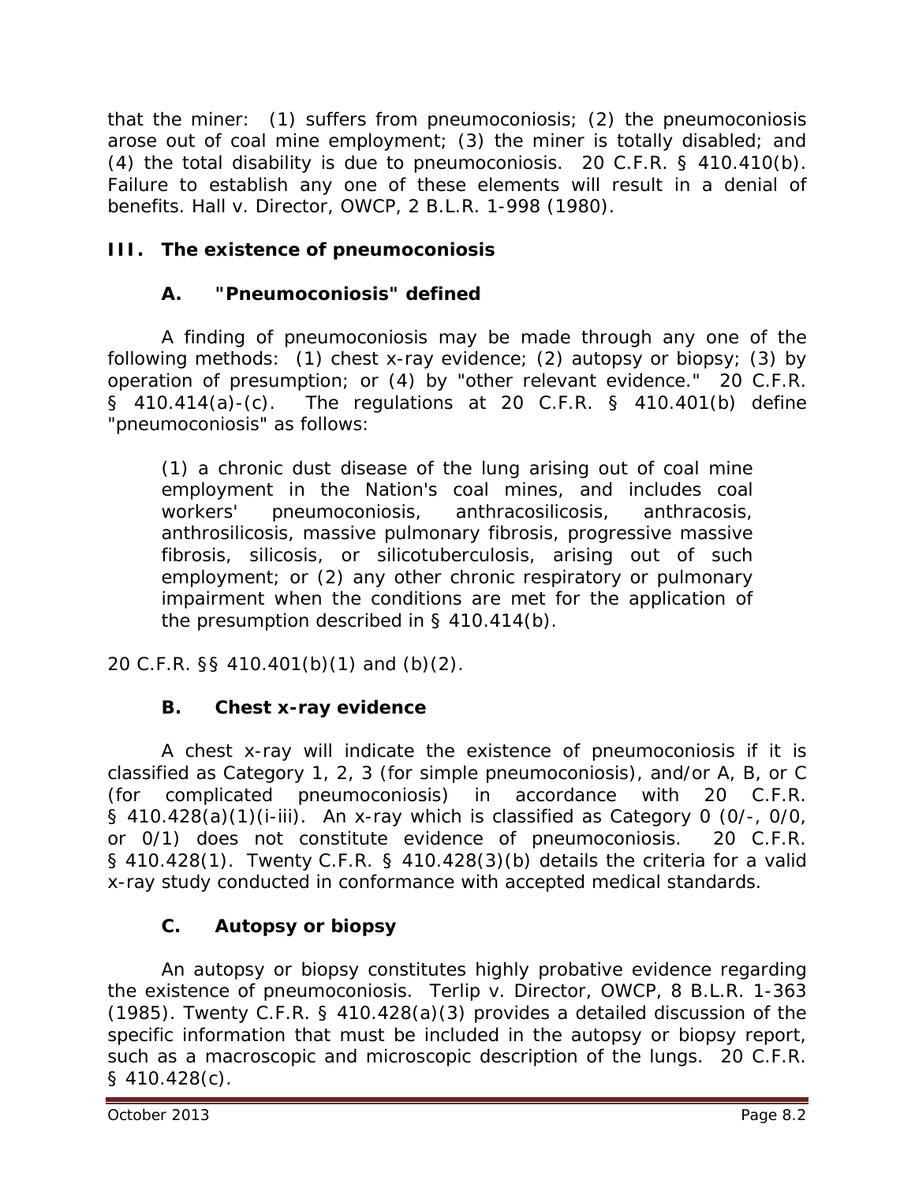that the miner: (1) suffers from pneumoconiosis; (2) the pneumoconiosis arose out of coal mine employment; (3) the miner is totally disabled; and (4) the total disability is due to pneumoconiosis. 20 C.F.R. § 410.410(b). Failure to establish any one of these elements will result in a denial of benefits. Hall v. Director, OWCP, 2 B.L.R. 1-998 (1980).

## III. The existence of pneumoconiosis

### A. "Pneumoconiosis" defined

A finding of pneumoconiosis may be made through any one of the following methods: (1) chest x-ray evidence; (2) autopsy or biopsy; (3) by operation of presumption; or (4) by "other relevant evidence." 20 C.F.R. § 410.414(a)-(c). The regulations at 20 C.F.R. § 410.401(b) define "pneumoconiosis" as follows:

> (1) a chronic dust disease of the lung arising out of coal mine employment in the Nation's coal mines, and includes coal workers' pneumoconiosis, anthracosilicosis, anthracosis, anthrosilicosis, massive pulmonary fibrosis, progressive massive fibrosis, silicosis, or silicotuberculosis, arising out of such employment; or (2) any other chronic respiratory or pulmonary impairment when the conditions are met for the application of the presumption described in § 410.414(b).

20 C.F.R. §§ 410.401(b)(1) and (b)(2).

### B. Chest x-ray evidence

A chest x-ray will indicate the existence of pneumoconiosis if it is classified as Category 1, 2, 3 (for simple pneumoconiosis), and/or A, B, or C (for complicated pneumoconiosis) in accordance with 20 C.F.R. § 410.428(a)(1)(i-iii). An x-ray which is classified as Category 0 (0/-, 0/0, or 0/1) does not constitute evidence of pneumoconiosis. 20 C.F.R. § 410.428(1). Twenty C.F.R. § 410.428(3)(b) details the criteria for a valid x-ray study conducted in conformance with accepted medical standards.

### C. Autopsy or biopsy

An autopsy or biopsy constitutes highly probative evidence regarding the existence of pneumoconiosis. Terlip v. Director, OWCP, 8 B.L.R. 1-363 (1985). Twenty C.F.R. § 410.428(a)(3) provides a detailed discussion of the specific information that must be included in the autopsy or biopsy report, such as a macroscopic and microscopic description of the lungs. 20 C.F.R. § 410.428(c).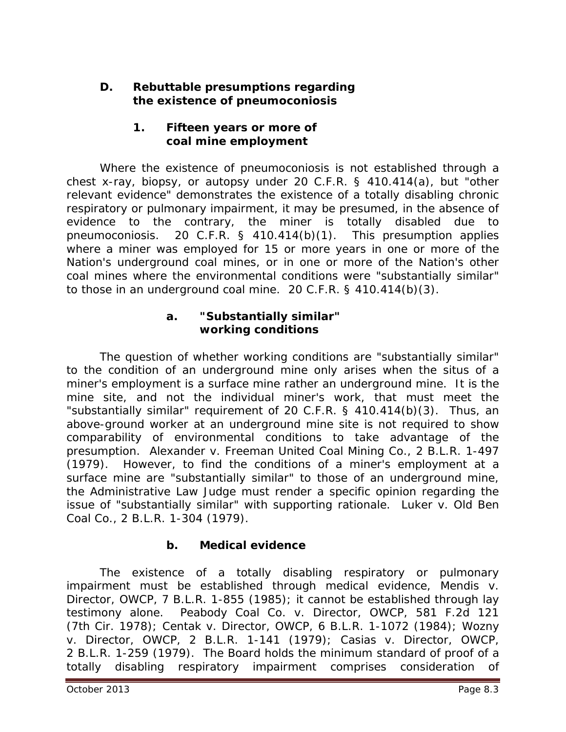## D. Rebuttable presumptions regarding the existence of pneumoconiosis

### 1. Fifteen years or more of coal mine employment

Where the existence of pneumoconiosis is not established through a chest x-ray, biopsy, or autopsy under 20 C.F.R. § 410.414(a), but "other relevant evidence" demonstrates the existence of a totally disabling chronic respiratory or pulmonary impairment, it may be presumed, in the absence of evidence to the contrary, the miner is totally disabled due to pneumoconiosis. 20 C.F.R. § 410.414(b)(1). This presumption applies where a miner was employed for 15 or more years in one or more of the Nation's underground coal mines, or in one or more of the Nation's other coal mines where the environmental conditions were "substantially similar" to those in an underground coal mine. 20 C.F.R. § 410.414(b)(3).

#### a. "Substantially similar" working conditions

The question of whether working conditions are "substantially similar" to the condition of an underground mine only arises when the situs of a miner's employment is a surface mine rather an underground mine. It is the mine site, and not the individual miner's work, that must meet the "substantially similar" requirement of 20 C.F.R. § 410.414(b)(3). Thus, an above-ground worker at an underground mine site is not required to show comparability of environmental conditions to take advantage of the presumption. *Alexander v. Freeman United Coal Mining Co.*, 2 B.L.R. 1-497 (1979). However, to find the conditions of a miner's employment at a surface mine are "substantially similar" to those of an underground mine, the Administrative Law Judge must render a specific opinion regarding the issue of "substantially similar" with supporting rationale. *Luker v. Old Ben Coal Co.*, 2 B.L.R. 1-304 (1979).

#### b. Medical evidence

The existence of a totally disabling respiratory or pulmonary impairment must be established through medical evidence, *Mendis v. Director, OWCP*, 7 B.L.R. 1-855 (1985); it cannot be established through lay testimony alone. *Peabody Coal Co. v. Director, OWCP*, 581 F.2d 121 (7th Cir. 1978); *Centak v. Director, OWCP*, 6 B.L.R. 1-1072 (1984); *Wozny v. Director, OWCP*, 2 B.L.R. 1-141 (1979); *Casias v. Director, OWCP*, 2 B.L.R. 1-259 (1979). The Board holds the minimum standard of proof of a totally disabling respiratory impairment comprises consideration of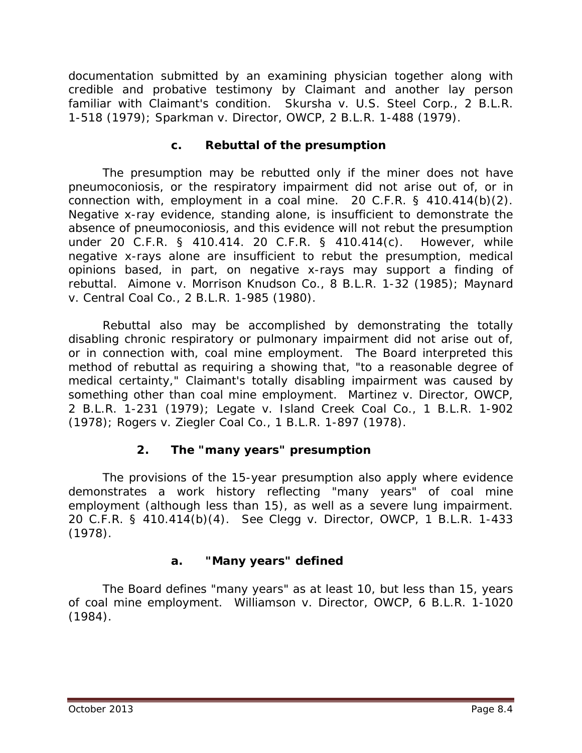documentation submitted by an examining physician together along with credible and probative testimony by Claimant and another lay person familiar with Claimant's condition. *Skursha v. U.S. Steel Corp.*, 2 B.L.R. 1-518 (1979); *Sparkman v. Director, OWCP*, 2 B.L.R. 1-488 (1979).

#### c. Rebuttal of the presumption

The presumption may be rebutted only if the miner does not have pneumoconiosis, or the respiratory impairment did not arise out of, or in connection with, employment in a coal mine. 20 C.F.R. § 410.414(b)(2). Negative x-ray evidence, standing alone, is insufficient to demonstrate the absence of pneumoconiosis, and this evidence will not rebut the presumption under 20 C.F.R. § 410.414. 20 C.F.R. § 410.414(c). However, while negative x-rays alone are insufficient to rebut the presumption, medical opinions based, in part, on negative x-rays may support a finding of rebuttal. *Aimone v. Morrison Knudson Co.*, 8 B.L.R. 1-32 (1985); *Maynard v. Central Coal Co.*, 2 B.L.R. 1-985 (1980).

Rebuttal also may be accomplished by demonstrating the totally disabling chronic respiratory or pulmonary impairment did not arise out of, or in connection with, coal mine employment. The Board interpreted this method of rebuttal as requiring a showing that, "to a reasonable degree of medical certainty," Claimant's totally disabling impairment was caused by something other than coal mine employment. *Martinez v. Director, OWCP*, 2 B.L.R. 1-231 (1979); *Legate v. Island Creek Coal Co.*, 1 B.L.R. 1-902 (1978); *Rogers v. Ziegler Coal Co.*, 1 B.L.R. 1-897 (1978).

### 2. The "many years" presumption

The provisions of the 15-year presumption also apply where evidence demonstrates a work history reflecting "many years" of coal mine employment (although less than 15), as well as a severe lung impairment. 20 C.F.R. § 410.414(b)(4). *See Clegg v. Director, OWCP*, 1 B.L.R. 1-433 (1978).

#### a. "Many years" defined

The Board defines "many years" as at least 10, but less than 15, years of coal mine employment. *Williamson v. Director, OWCP*, 6 B.L.R. 1-1020 (1984).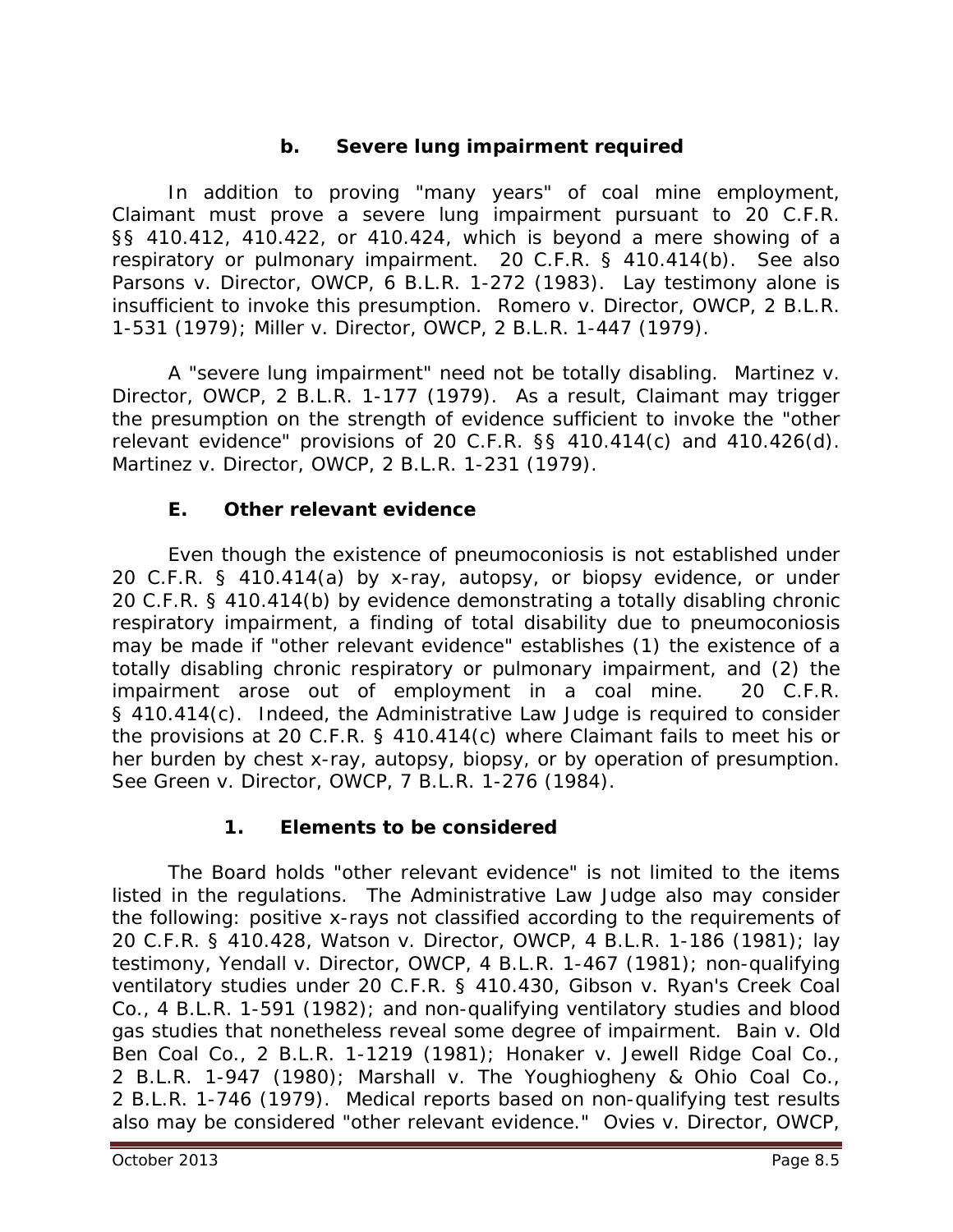### b. Severe lung impairment required

In addition to proving "many years" of coal mine employment, Claimant must prove a severe lung impairment pursuant to 20 C.F.R. §§ 410.412, 410.422, or 410.424, which is beyond a mere showing of a respiratory or pulmonary impairment. 20 C.F.R. § 410.414(b). *See also Parsons v. Director, OWCP*, 6 B.L.R. 1-272 (1983). Lay testimony alone is insufficient to invoke this presumption. *Romero v. Director, OWCP*, 2 B.L.R. 1-531 (1979); *Miller v. Director, OWCP*, 2 B.L.R. 1-447 (1979).

A "severe lung impairment" need not be totally disabling. *Martinez v. Director, OWCP*, 2 B.L.R. 1-177 (1979). As a result, Claimant may trigger the presumption on the strength of evidence sufficient to invoke the "other relevant evidence" provisions of 20 C.F.R. §§ 410.414(c) and 410.426(d). *Martinez v. Director, OWCP*, 2 B.L.R. 1-231 (1979).

## E. Other relevant evidence

Even though the existence of pneumoconiosis is not established under 20 C.F.R. § 410.414(a) by x-ray, autopsy, or biopsy evidence, or under 20 C.F.R. § 410.414(b) by evidence demonstrating a totally disabling chronic respiratory impairment, a finding of total disability due to pneumoconiosis may be made if "other relevant evidence" establishes (1) the existence of a totally disabling chronic respiratory or pulmonary impairment, and (2) the impairment arose out of employment in a coal mine. 20 C.F.R. § 410.414(c). Indeed, the Administrative Law Judge is required to consider the provisions at 20 C.F.R. § 410.414(c) where Claimant fails to meet his or her burden by chest x-ray, autopsy, biopsy, or by operation of presumption. *See Green v. Director, OWCP*, 7 B.L.R. 1-276 (1984).

### 1. Elements to be considered

The Board holds "other relevant evidence" is not limited to the items listed in the regulations. The Administrative Law Judge also may consider the following: positive x-rays not classified according to the requirements of 20 C.F.R. § 410.428, *Watson v. Director, OWCP*, 4 B.L.R. 1-186 (1981); lay testimony, *Yendall v. Director, OWCP*, 4 B.L.R. 1-467 (1981); non-qualifying ventilatory studies under 20 C.F.R. § 410.430, *Gibson v. Ryan's Creek Coal Co.*, 4 B.L.R. 1-591 (1982); and non-qualifying ventilatory studies and blood gas studies that nonetheless reveal some degree of impairment. *Bain v. Old Ben Coal Co.*, 2 B.L.R. 1-1219 (1981); *Honaker v. Jewell Ridge Coal Co.*, 2 B.L.R. 1-947 (1980); *Marshall v. The Youghiogheny & Ohio Coal Co.*, 2 B.L.R. 1-746 (1979). Medical reports based on non-qualifying test results also may be considered "other relevant evidence." *Ovies v. Director, OWCP*,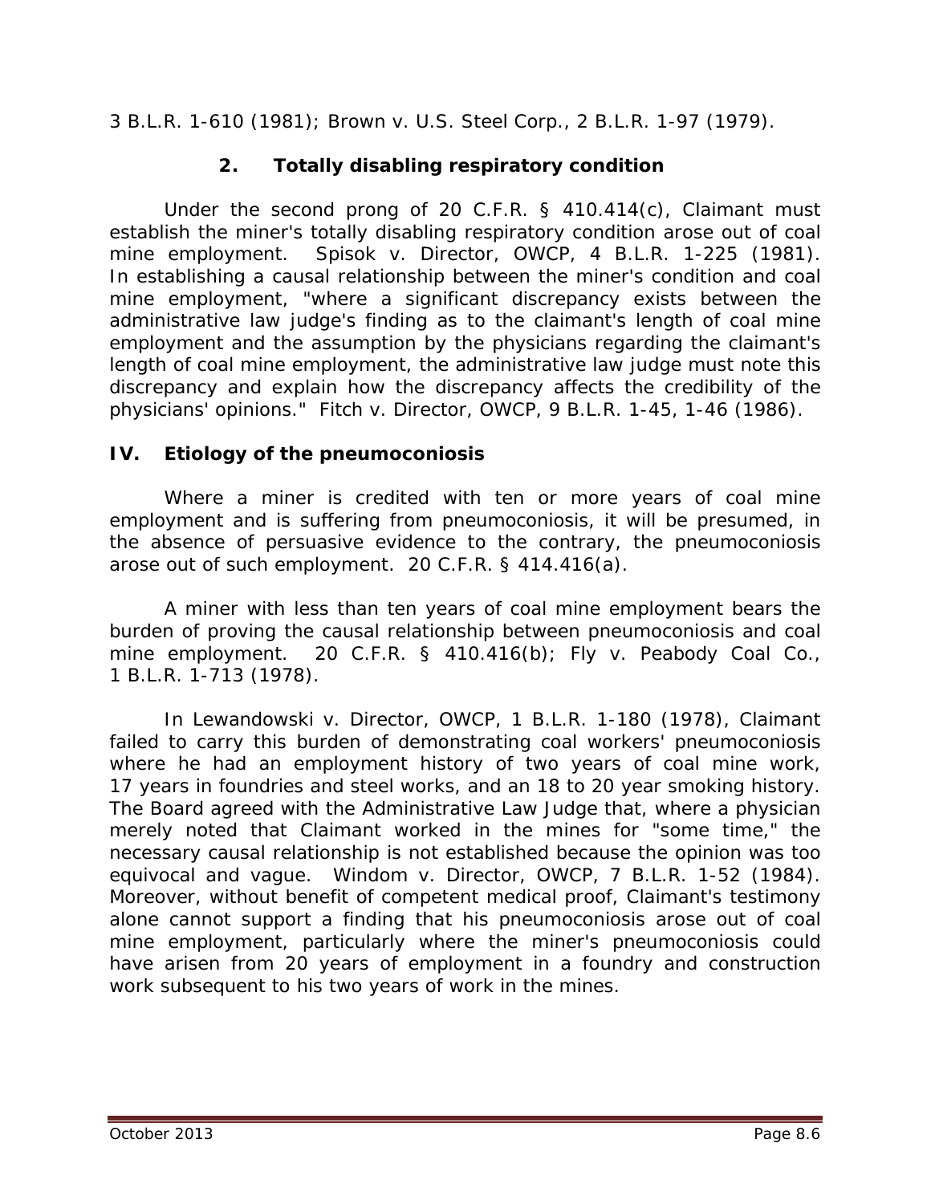3 B.L.R. 1-610 (1981); *Brown v. U.S. Steel Corp.*, 2 B.L.R. 1-97 (1979).

### 2. Totally disabling respiratory condition

Under the second prong of 20 C.F.R. § 410.414(c), Claimant must establish the miner's totally disabling respiratory condition arose out of coal mine employment. *Spisok v. Director, OWCP*, 4 B.L.R. 1-225 (1981). In establishing a causal relationship between the miner's condition and coal mine employment, "where a significant discrepancy exists between the administrative law judge's finding as to the claimant's length of coal mine employment and the assumption by the physicians regarding the claimant's length of coal mine employment, the administrative law judge must note this discrepancy and explain how the discrepancy affects the credibility of the physicians' opinions." *Fitch v. Director, OWCP*, 9 B.L.R. 1-45, 1-46 (1986).

## IV. Etiology of the pneumoconiosis

Where a miner is credited with ten or more years of coal mine employment and is suffering from pneumoconiosis, it will be presumed, in the absence of persuasive evidence to the contrary, the pneumoconiosis arose out of such employment. 20 C.F.R. § 414.416(a).

A miner with less than ten years of coal mine employment bears the burden of proving the causal relationship between pneumoconiosis and coal mine employment. 20 C.F.R. § 410.416(b); *Fly v. Peabody Coal Co.*, 1 B.L.R. 1-713 (1978).

In *Lewandowski v. Director, OWCP*, 1 B.L.R. 1-180 (1978), Claimant failed to carry this burden of demonstrating coal workers' pneumoconiosis where he had an employment history of two years of coal mine work, 17 years in foundries and steel works, and an 18 to 20 year smoking history. The Board agreed with the Administrative Law Judge that, where a physician merely noted that Claimant worked in the mines for "some time," the necessary causal relationship is not established because the opinion was too equivocal and vague. *Windom v. Director, OWCP*, 7 B.L.R. 1-52 (1984). Moreover, without benefit of competent medical proof, Claimant's testimony alone cannot support a finding that his pneumoconiosis arose out of coal mine employment, particularly where the miner's pneumoconiosis could have arisen from 20 years of employment in a foundry and construction work subsequent to his two years of work in the mines.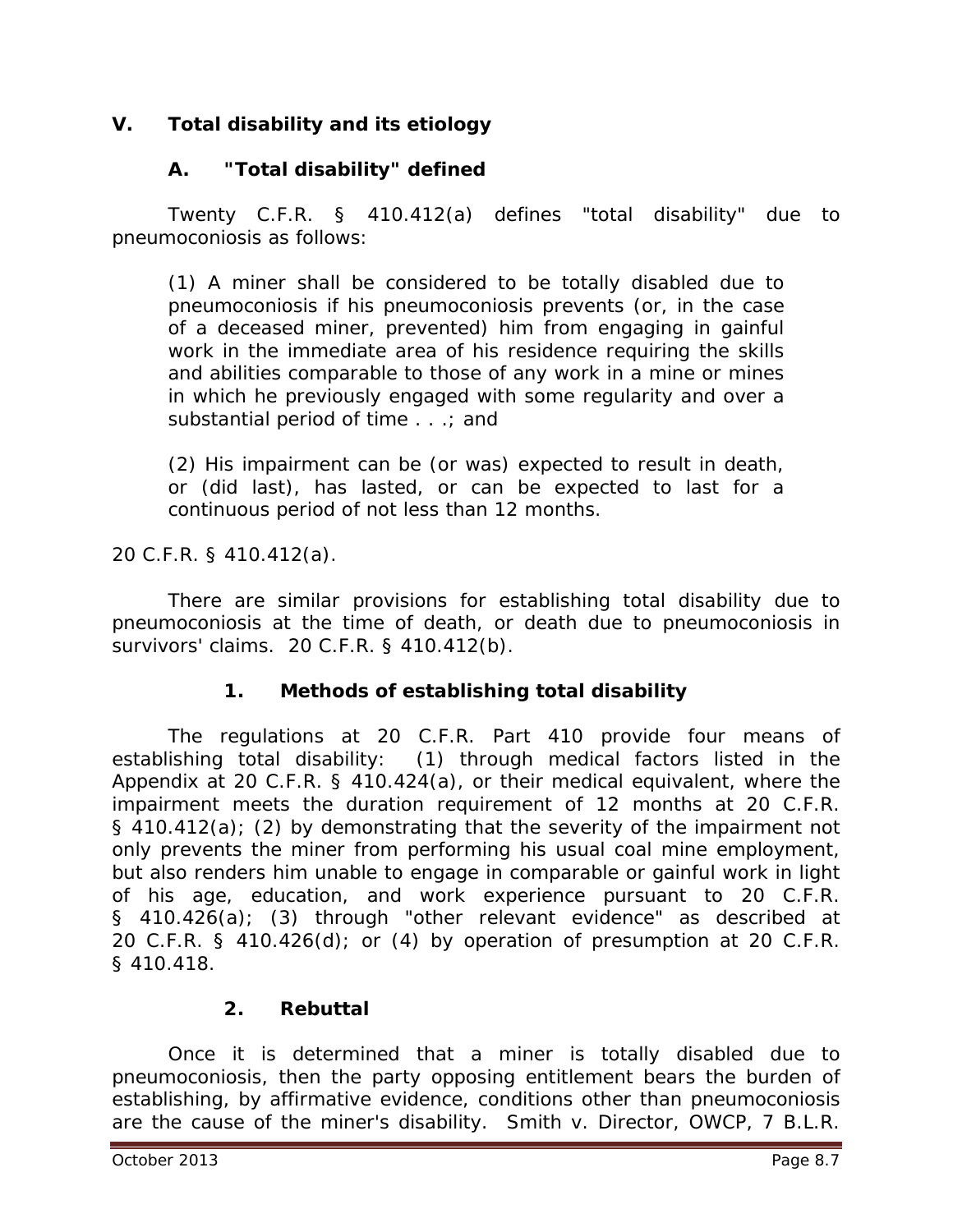## V. Total disability and its etiology

### A. "Total disability" defined

Twenty C.F.R. § 410.412(a) defines "total disability" due to pneumoconiosis as follows:

> (1) A miner shall be considered to be totally disabled due to pneumoconiosis if his pneumoconiosis prevents (or, in the case of a deceased miner, prevented) him from engaging in gainful work in the immediate area of his residence requiring the skills and abilities comparable to those of any work in a mine or mines in which he previously engaged with some regularity and over a substantial period of time . . .; and
>
> (2) His impairment can be (or was) expected to result in death, or (did last), has lasted, or can be expected to last for a continuous period of not less than 12 months.

20 C.F.R. § 410.412(a).

There are similar provisions for establishing total disability due to pneumoconiosis at the time of death, or death due to pneumoconiosis in survivors' claims. 20 C.F.R. § 410.412(b).

#### 1. Methods of establishing total disability

The regulations at 20 C.F.R. Part 410 provide four means of establishing total disability: (1) through medical factors listed in the Appendix at 20 C.F.R. § 410.424(a), or their medical equivalent, where the impairment meets the duration requirement of 12 months at 20 C.F.R. § 410.412(a); (2) by demonstrating that the severity of the impairment not only prevents the miner from performing his usual coal mine employment, but also renders him unable to engage in comparable or gainful work in light of his age, education, and work experience pursuant to 20 C.F.R. § 410.426(a); (3) through "other relevant evidence" as described at 20 C.F.R. § 410.426(d); or (4) by operation of presumption at 20 C.F.R. § 410.418.

#### 2. Rebuttal

Once it is determined that a miner is totally disabled due to pneumoconiosis, then the party opposing entitlement bears the burden of establishing, by affirmative evidence, conditions other than pneumoconiosis are the cause of the miner's disability. *Smith v. Director, OWCP*, 7 B.L.R.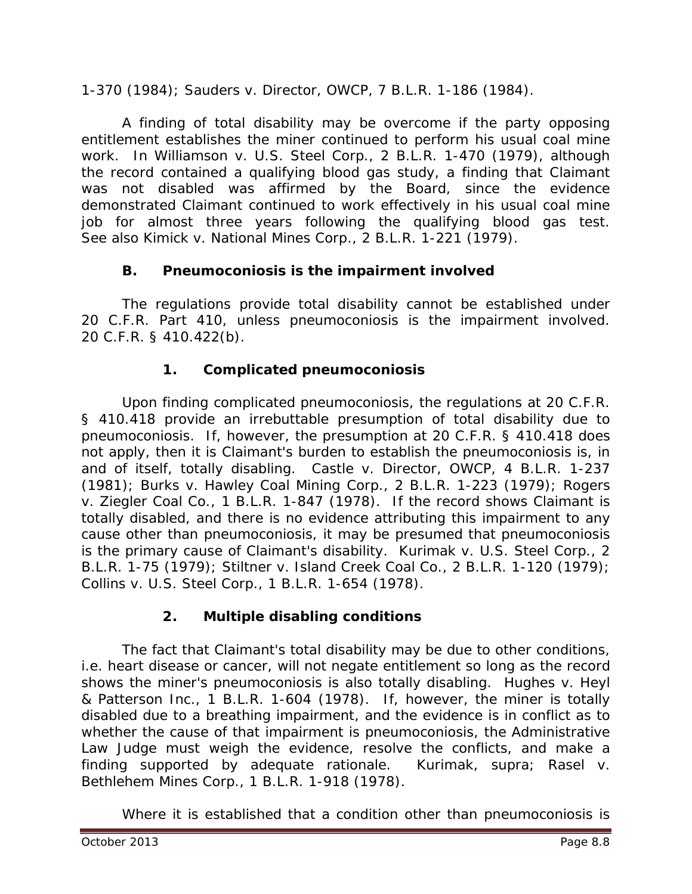1-370 (1984); Sauders v. Director, OWCP, 7 B.L.R. 1-186 (1984).

A finding of total disability may be overcome if the party opposing entitlement establishes the miner continued to perform his usual coal mine work. In *Williamson v. U.S. Steel Corp.*, 2 B.L.R. 1-470 (1979), although the record contained a qualifying blood gas study, a finding that Claimant was not disabled was affirmed by the Board, since the evidence demonstrated Claimant continued to work effectively in his usual coal mine job for almost three years following the qualifying blood gas test. *See also Kimick v. National Mines Corp.*, 2 B.L.R. 1-221 (1979).

### B. Pneumoconiosis is the impairment involved

The regulations provide total disability cannot be established under 20 C.F.R. Part 410, unless pneumoconiosis is the impairment involved. 20 C.F.R. § 410.422(b).

#### 1. Complicated pneumoconiosis

Upon finding complicated pneumoconiosis, the regulations at 20 C.F.R. § 410.418 provide an irrebuttable presumption of total disability due to pneumoconiosis. If, however, the presumption at 20 C.F.R. § 410.418 does not apply, then it is Claimant's burden to establish the pneumoconiosis is, in and of itself, totally disabling. *Castle v. Director, OWCP*, 4 B.L.R. 1-237 (1981); *Burks v. Hawley Coal Mining Corp.*, 2 B.L.R. 1-223 (1979); *Rogers v. Ziegler Coal Co.*, 1 B.L.R. 1-847 (1978). If the record shows Claimant is totally disabled, and there is no evidence attributing this impairment to any cause other than pneumoconiosis, it may be presumed that pneumoconiosis is the primary cause of Claimant's disability. *Kurimak v. U.S. Steel Corp.*, 2 B.L.R. 1-75 (1979); *Stiltner v. Island Creek Coal Co.*, 2 B.L.R. 1-120 (1979); *Collins v. U.S. Steel Corp.*, 1 B.L.R. 1-654 (1978).

#### 2. Multiple disabling conditions

The fact that Claimant's total disability may be due to other conditions, i.e. heart disease or cancer, will not negate entitlement so long as the record shows the miner's pneumoconiosis is also totally disabling. *Hughes v. Heyl & Patterson Inc.*, 1 B.L.R. 1-604 (1978). If, however, the miner is totally disabled due to a breathing impairment, and the evidence is in conflict as to whether the cause of that impairment is pneumoconiosis, the Administrative Law Judge must weigh the evidence, resolve the conflicts, and make a finding supported by adequate rationale. *Kurimak, supra*; *Rasel v. Bethlehem Mines Corp.*, 1 B.L.R. 1-918 (1978).

Where it is established that a condition other than pneumoconiosis is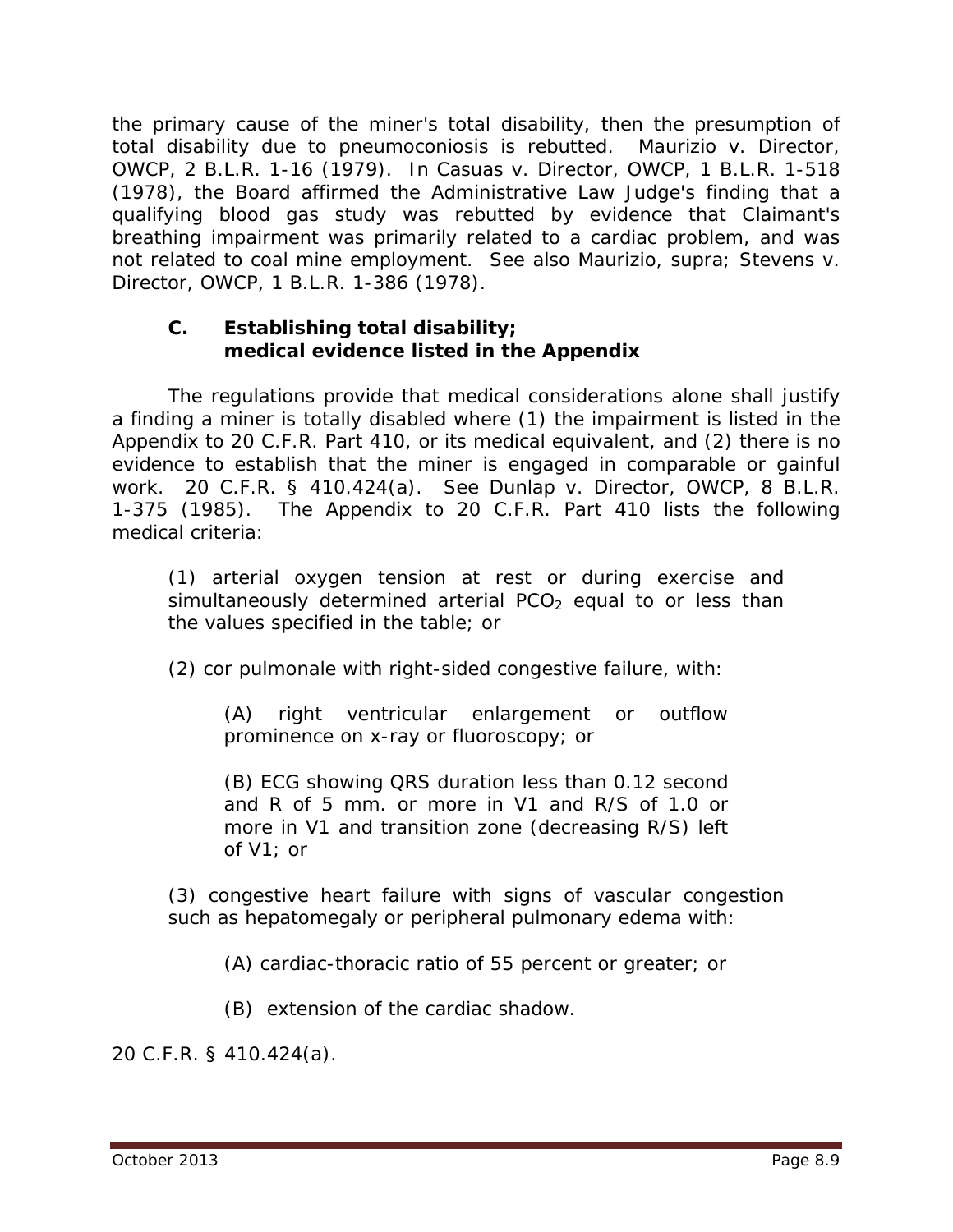the primary cause of the miner's total disability, then the presumption of total disability due to pneumoconiosis is rebutted. *Maurizio v. Director, OWCP*, 2 B.L.R. 1-16 (1979). In *Casuas v. Director, OWCP*, 1 B.L.R. 1-518 (1978), the Board affirmed the Administrative Law Judge's finding that a qualifying blood gas study was rebutted by evidence that Claimant's breathing impairment was primarily related to a cardiac problem, and was not related to coal mine employment. *See also Maurizio, supra*; *Stevens v. Director, OWCP*, 1 B.L.R. 1-386 (1978).

### C. Establishing total disability; medical evidence listed in the Appendix

The regulations provide that medical considerations alone shall justify a finding a miner is totally disabled where (1) the impairment is listed in the Appendix to 20 C.F.R. Part 410, or its medical equivalent, and (2) there is no evidence to establish that the miner is engaged in comparable or gainful work. 20 C.F.R. § 410.424(a). *See Dunlap v. Director, OWCP*, 8 B.L.R. 1-375 (1985). The Appendix to 20 C.F.R. Part 410 lists the following medical criteria:

> (1) arterial oxygen tension at rest or during exercise and simultaneously determined arterial $PCO_2$ equal to or less than the values specified in the table; or
>
> (2) cor pulmonale with right-sided congestive failure, with:
>
> > (A) right ventricular enlargement or outflow prominence on x-ray or fluoroscopy; or
> >
> > (B) ECG showing QRS duration less than 0.12 second and R of 5 mm. or more in V1 and R/S of 1.0 or more in V1 and transition zone (decreasing R/S) left of V1; or
>
> (3) congestive heart failure with signs of vascular congestion such as hepatomegaly or peripheral pulmonary edema with:
>
> > (A) cardiac-thoracic ratio of 55 percent or greater; or
> >
> > (B) extension of the cardiac shadow.

20 C.F.R. § 410.424(a).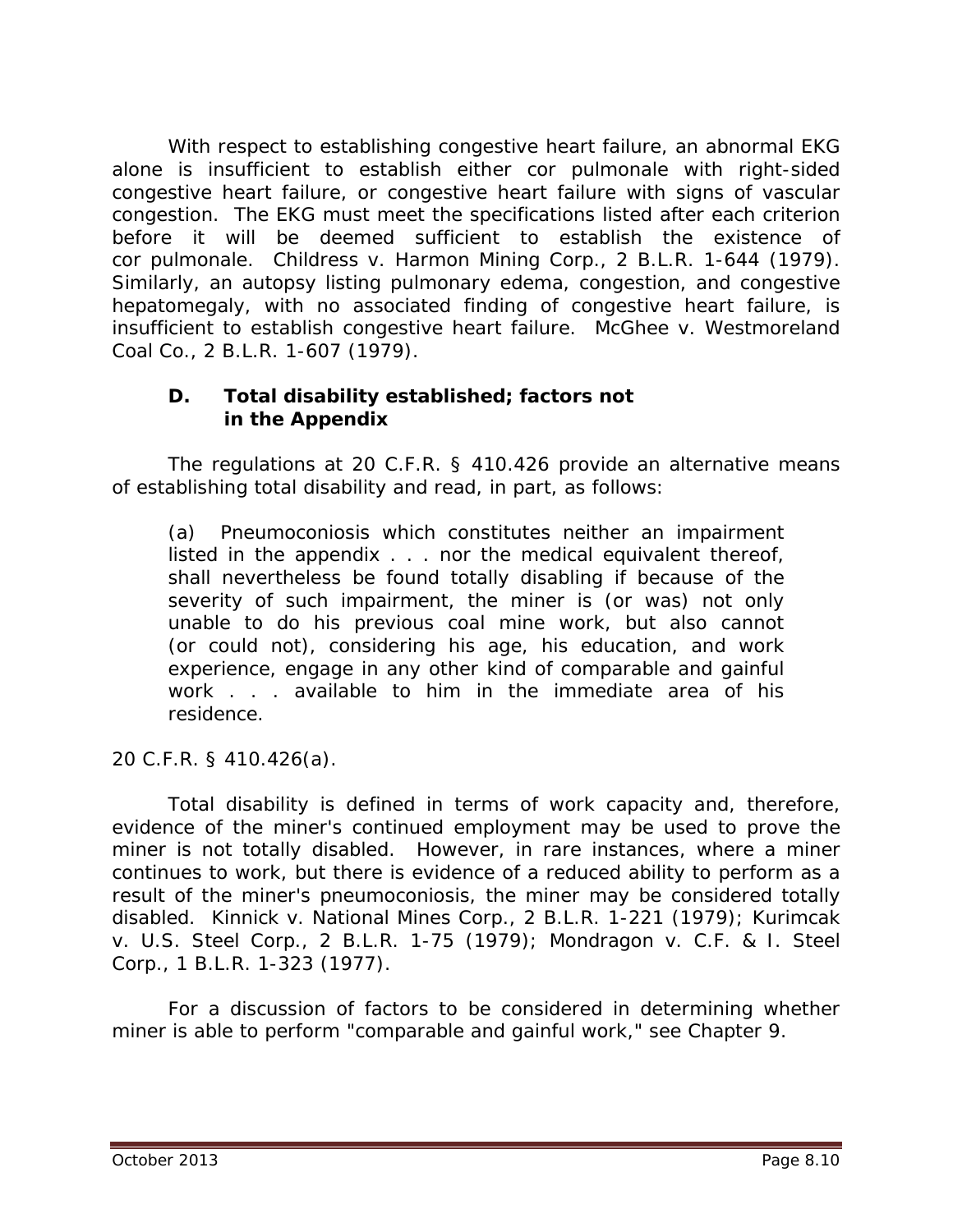With respect to establishing congestive heart failure, an abnormal EKG alone is insufficient to establish either cor pulmonale with right-sided congestive heart failure, or congestive heart failure with signs of vascular congestion. The EKG must meet the specifications listed after each criterion before it will be deemed sufficient to establish the existence of cor pulmonale. Childress v. Harmon Mining Corp., 2 B.L.R. 1-644 (1979). Similarly, an autopsy listing pulmonary edema, congestion, and congestive hepatomegaly, with no associated finding of congestive heart failure, is insufficient to establish congestive heart failure. McGhee v. Westmoreland Coal Co., 2 B.L.R. 1-607 (1979).

### D. Total disability established; factors not in the Appendix

The regulations at 20 C.F.R. § 410.426 provide an alternative means of establishing total disability and read, in part, as follows:

> (a) Pneumoconiosis which constitutes neither an impairment listed in the appendix . . . nor the medical equivalent thereof, shall nevertheless be found totally disabling if because of the severity of such impairment, the miner is (or was) not only unable to do his previous coal mine work, but also cannot (or could not), considering his age, his education, and work experience, engage in any other kind of comparable and gainful work . . . available to him in the immediate area of his residence.

20 C.F.R. § 410.426(a).

Total disability is defined in terms of work capacity and, therefore, evidence of the miner's continued employment may be used to prove the miner is not totally disabled. However, in rare instances, where a miner continues to work, but there is evidence of a reduced ability to perform as a result of the miner's pneumoconiosis, the miner may be considered totally disabled. Kinnick v. National Mines Corp., 2 B.L.R. 1-221 (1979); Kurimcak v. U.S. Steel Corp., 2 B.L.R. 1-75 (1979); Mondragon v. C.F. & I. Steel Corp., 1 B.L.R. 1-323 (1977).

For a discussion of factors to be considered in determining whether miner is able to perform "comparable and gainful work," see Chapter 9.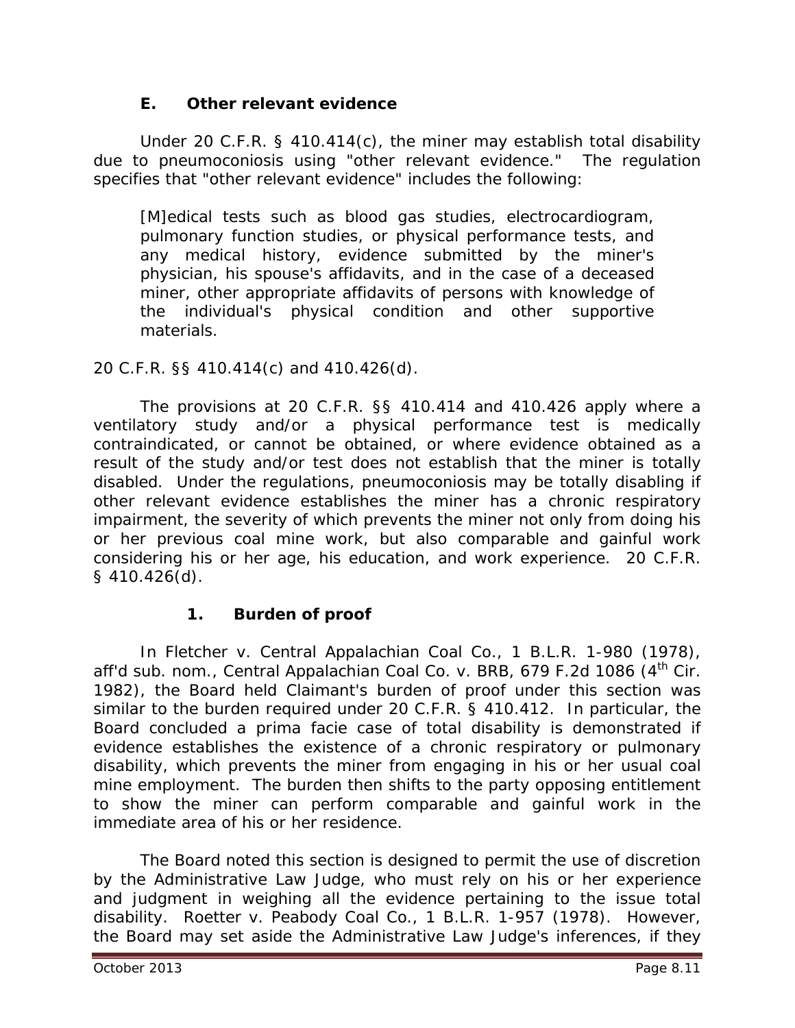### E. Other relevant evidence

Under 20 C.F.R. § 410.414(c), the miner may establish total disability due to pneumoconiosis using "other relevant evidence." The regulation specifies that "other relevant evidence" includes the following:

> [M]edical tests such as blood gas studies, electrocardiogram, pulmonary function studies, or physical performance tests, and any medical history, evidence submitted by the miner's physician, his spouse's affidavits, and in the case of a deceased miner, other appropriate affidavits of persons with knowledge of the individual's physical condition and other supportive materials.

20 C.F.R. §§ 410.414(c) and 410.426(d).

The provisions at 20 C.F.R. §§ 410.414 and 410.426 apply where a ventilatory study and/or a physical performance test is medically contraindicated, or cannot be obtained, or where evidence obtained as a result of the study and/or test does not establish that the miner is totally disabled. Under the regulations, pneumoconiosis may be totally disabling if other relevant evidence establishes the miner has a chronic respiratory impairment, the severity of which prevents the miner not only from doing his or her previous coal mine work, but also comparable and gainful work considering his or her age, his education, and work experience. 20 C.F.R. § 410.426(d).

#### 1. Burden of proof

In *Fletcher v. Central Appalachian Coal Co.*, 1 B.L.R. 1-980 (1978), *aff'd sub. nom.*, *Central Appalachian Coal Co. v. BRB*, 679 F.2d 1086 (4th Cir. 1982), the Board held Claimant's burden of proof under this section was similar to the burden required under 20 C.F.R. § 410.412. In particular, the Board concluded a prima facie case of total disability is demonstrated if evidence establishes the existence of a chronic respiratory or pulmonary disability, which prevents the miner from engaging in his or her usual coal mine employment. The burden then shifts to the party opposing entitlement to show the miner can perform comparable and gainful work in the immediate area of his or her residence.

The Board noted this section is designed to permit the use of discretion by the Administrative Law Judge, who must rely on his or her experience and judgment in weighing all the evidence pertaining to the issue total disability. *Roetter v. Peabody Coal Co.*, 1 B.L.R. 1-957 (1978). However, the Board may set aside the Administrative Law Judge's inferences, if they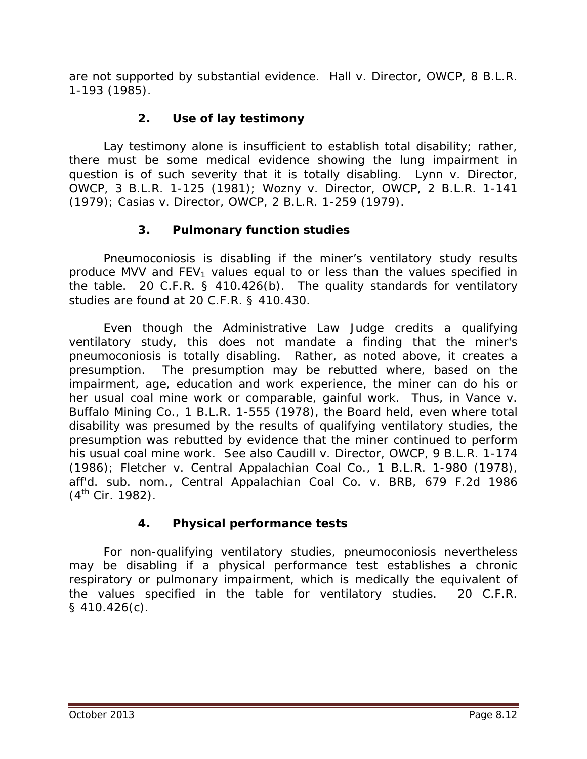are not supported by substantial evidence. Hall v. Director, OWCP, 8 B.L.R. 1-193 (1985).

### 2. Use of lay testimony

Lay testimony alone is insufficient to establish total disability; rather, there must be some medical evidence showing the lung impairment in question is of such severity that it is totally disabling. Lynn v. Director, OWCP, 3 B.L.R. 1-125 (1981); Wozny v. Director, OWCP, 2 B.L.R. 1-141 (1979); Casias v. Director, OWCP, 2 B.L.R. 1-259 (1979).

### 3. Pulmonary function studies

Pneumoconiosis is disabling if the miner's ventilatory study results produce MVV and $FEV_1$ values equal to or less than the values specified in the table. 20 C.F.R. § 410.426(b). The quality standards for ventilatory studies are found at 20 C.F.R. § 410.430.

Even though the Administrative Law Judge credits a qualifying ventilatory study, this does not mandate a finding that the miner's pneumoconiosis is totally disabling. Rather, as noted above, it creates a presumption. The presumption may be rebutted where, based on the impairment, age, education and work experience, the miner can do his or her usual coal mine work or comparable, gainful work. Thus, in Vance v. Buffalo Mining Co., 1 B.L.R. 1-555 (1978), the Board held, even where total disability was presumed by the results of qualifying ventilatory studies, the presumption was rebutted by evidence that the miner continued to perform his usual coal mine work. See also Caudill v. Director, OWCP, 9 B.L.R. 1-174 (1986); Fletcher v. Central Appalachian Coal Co., 1 B.L.R. 1-980 (1978), aff'd. sub. nom., Central Appalachian Coal Co. v. BRB, 679 F.2d 1986 (4th Cir. 1982).

### 4. Physical performance tests

For non-qualifying ventilatory studies, pneumoconiosis nevertheless may be disabling if a physical performance test establishes a chronic respiratory or pulmonary impairment, which is medically the equivalent of the values specified in the table for ventilatory studies. 20 C.F.R. § 410.426(c).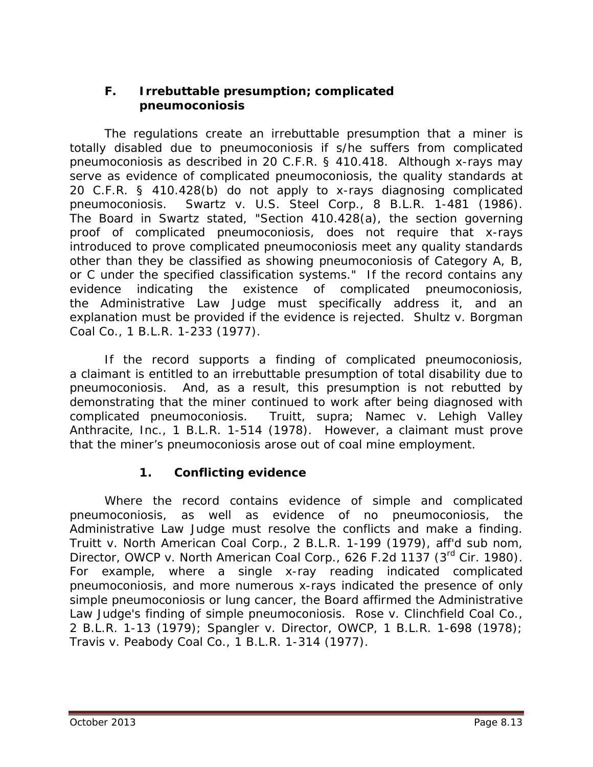### F. Irrebuttable presumption; complicated pneumoconiosis

The regulations create an irrebuttable presumption that a miner is totally disabled due to pneumoconiosis if s/he suffers from complicated pneumoconiosis as described in 20 C.F.R. § 410.418. Although x-rays may serve as evidence of complicated pneumoconiosis, the quality standards at 20 C.F.R. § 410.428(b) do not apply to x-rays diagnosing complicated pneumoconiosis. *Swartz v. U.S. Steel Corp.*, 8 B.L.R. 1-481 (1986). The Board in *Swartz* stated, "Section 410.428(a), the section governing proof of complicated pneumoconiosis, does not require that x-rays introduced to prove complicated pneumoconiosis meet any quality standards other than they be classified as showing pneumoconiosis of Category A, B, or C under the specified classification systems." If the record contains any evidence indicating the existence of complicated pneumoconiosis, the Administrative Law Judge must specifically address it, and an explanation must be provided if the evidence is rejected. *Shultz v. Borgman Coal Co.*, 1 B.L.R. 1-233 (1977).

If the record supports a finding of complicated pneumoconiosis, a claimant is entitled to an irrebuttable presumption of total disability due to pneumoconiosis. And, as a result, this presumption is not rebutted by demonstrating that the miner continued to work after being diagnosed with complicated pneumoconiosis. *Truitt*, *supra*; *Namec v. Lehigh Valley Anthracite, Inc.*, 1 B.L.R. 1-514 (1978). However, a claimant must prove that the miner's pneumoconiosis arose out of coal mine employment.

#### 1. Conflicting evidence

Where the record contains evidence of simple and complicated pneumoconiosis, as well as evidence of no pneumoconiosis, the Administrative Law Judge must resolve the conflicts and make a finding. *Truitt v. North American Coal Corp.*, 2 B.L.R. 1-199 (1979), *aff'd sub nom, Director, OWCP v. North American Coal Corp.*, 626 F.2d 1137 (3rd Cir. 1980). For example, where a single x-ray reading indicated complicated pneumoconiosis, and more numerous x-rays indicated the presence of only simple pneumoconiosis or lung cancer, the Board affirmed the Administrative Law Judge's finding of simple pneumoconiosis. *Rose v. Clinchfield Coal Co.*, 2 B.L.R. 1-13 (1979); *Spangler v. Director, OWCP*, 1 B.L.R. 1-698 (1978); *Travis v. Peabody Coal Co.*, 1 B.L.R. 1-314 (1977).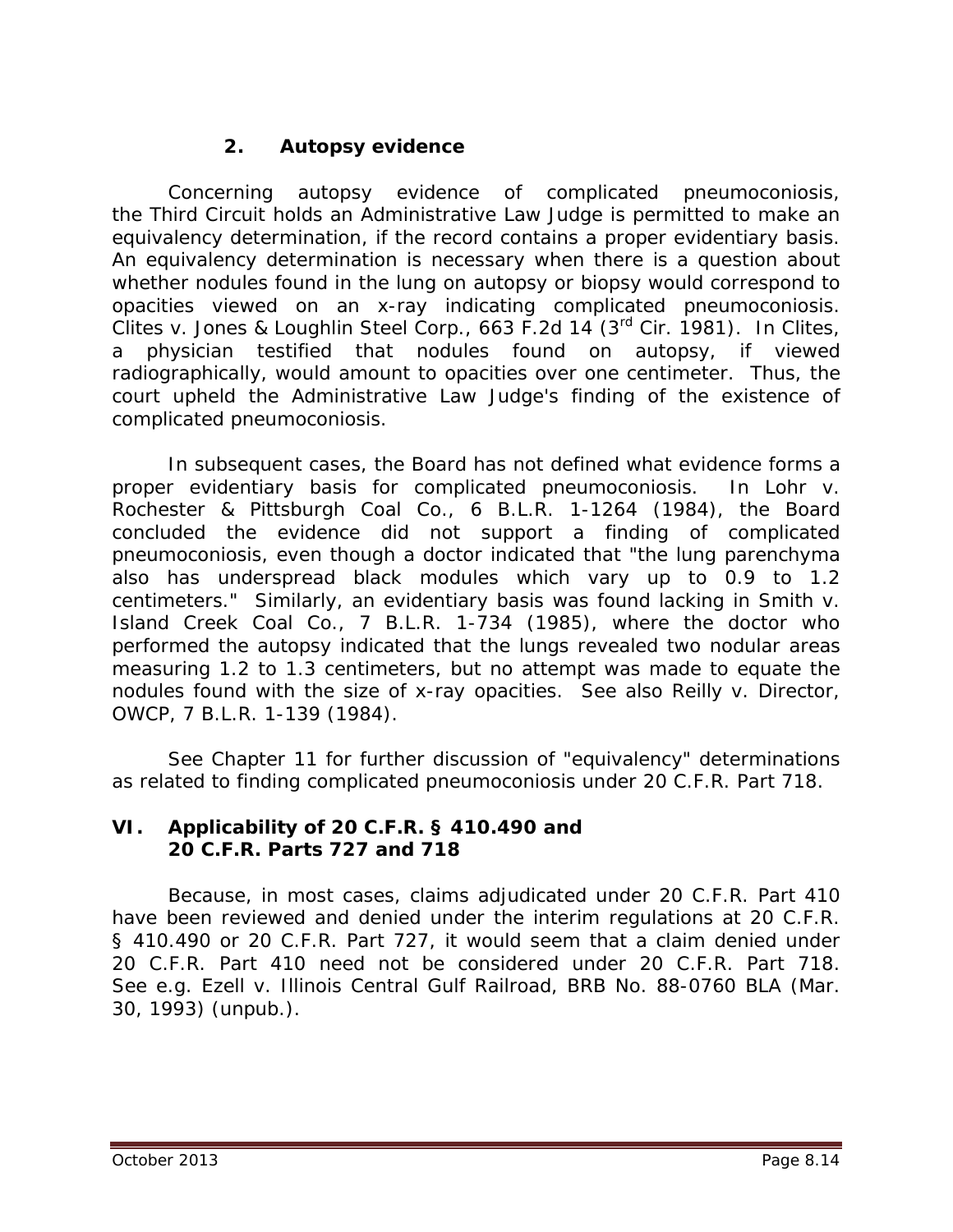### 2. Autopsy evidence

Concerning autopsy evidence of complicated pneumoconiosis, the Third Circuit holds an Administrative Law Judge is permitted to make an equivalency determination, if the record contains a proper evidentiary basis. An equivalency determination is necessary when there is a question about whether nodules found in the lung on autopsy or biopsy would correspond to opacities viewed on an x-ray indicating complicated pneumoconiosis. *Clites v. Jones & Loughlin Steel Corp.*, 663 F.2d 14 (3rd Cir. 1981). In *Clites*, a physician testified that nodules found on autopsy, if viewed radiographically, would amount to opacities over one centimeter. Thus, the court upheld the Administrative Law Judge's finding of the existence of complicated pneumoconiosis.

In subsequent cases, the Board has not defined what evidence forms a proper evidentiary basis for complicated pneumoconiosis. In *Lohr v. Rochester & Pittsburgh Coal Co.*, 6 B.L.R. 1-1264 (1984), the Board concluded the evidence did not support a finding of complicated pneumoconiosis, even though a doctor indicated that "the lung parenchyma also has underspread black modules which vary up to 0.9 to 1.2 centimeters." Similarly, an evidentiary basis was found lacking in *Smith v. Island Creek Coal Co.*, 7 B.L.R. 1-734 (1985), where the doctor who performed the autopsy indicated that the lungs revealed two nodular areas measuring 1.2 to 1.3 centimeters, but no attempt was made to equate the nodules found with the size of x-ray opacities. *See also Reilly v. Director, OWCP*, 7 B.L.R. 1-139 (1984).

See Chapter 11 for further discussion of "equivalency" determinations as related to finding complicated pneumoconiosis under 20 C.F.R. Part 718.

## VI. Applicability of 20 C.F.R. § 410.490 and 20 C.F.R. Parts 727 and 718

Because, in most cases, claims adjudicated under 20 C.F.R. Part 410 have been reviewed and denied under the interim regulations at 20 C.F.R. § 410.490 or 20 C.F.R. Part 727, it would seem that a claim denied under 20 C.F.R. Part 410 need not be considered under 20 C.F.R. Part 718. *See e.g. Ezell v. Illinois Central Gulf Railroad*, BRB No. 88-0760 BLA (Mar. 30, 1993) (unpub.).